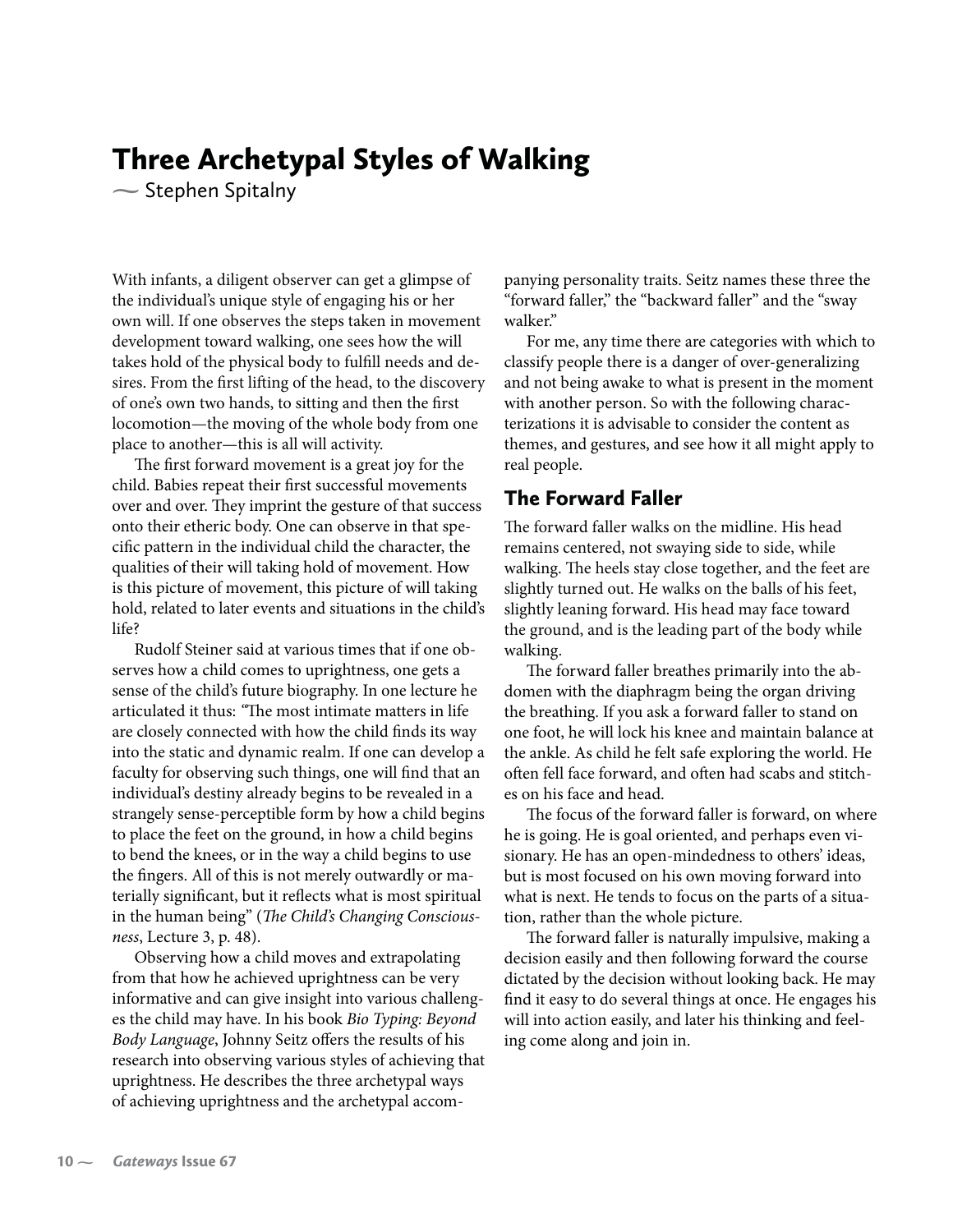# Three Archetypal Styles of Walking

~ Stephen Spitalny

With infants, a diligent observer can get a glimpse of the individual's unique style of engaging his or her own will. If one observes the steps taken in movement development toward walking, one sees how the will takes hold of the physical body to fulfill needs and desires. From the first lifting of the head, to the discovery of one's own two hands, to sitting and then the first locomotion—the moving of the whole body from one place to another—this is all will activity.

The first forward movement is a great joy for the child. Babies repeat their first successful movements over and over. They imprint the gesture of that success onto their etheric body. One can observe in that specific pattern in the individual child the character, the qualities of their will taking hold of movement. How is this picture of movement, this picture of will taking hold, related to later events and situations in the child's life?

Rudolf Steiner said at various times that if one observes how a child comes to uprightness, one gets a sense of the child's future biography. In one lecture he articulated it thus: "The most intimate matters in life are closely connected with how the child finds its way into the static and dynamic realm. If one can develop a faculty for observing such things, one will find that an individual's destiny already begins to be revealed in a strangely sense-perceptible form by how a child begins to place the feet on the ground, in how a child begins to bend the knees, or in the way a child begins to use the fingers. All of this is not merely outwardly or materially significant, but it reflects what is most spiritual in the human being" (*The Child's Changing Consciousness*, Lecture 3, p. 48).

Observing how a child moves and extrapolating from that how he achieved uprightness can be very informative and can give insight into various challenges the child may have. In his book *Bio Typing: Beyond Body Language*, Johnny Seitz offers the results of his research into observing various styles of achieving that uprightness. He describes the three archetypal ways of achieving uprightness and the archetypal accompanying personality traits. Seitz names these three the "forward faller," the "backward faller" and the "sway walker."

For me, any time there are categories with which to classify people there is a danger of over-generalizing and not being awake to what is present in the moment with another person. So with the following characterizations it is advisable to consider the content as themes, and gestures, and see how it all might apply to real people.

## The Forward Faller

The forward faller walks on the midline. His head remains centered, not swaying side to side, while walking. The heels stay close together, and the feet are slightly turned out. He walks on the balls of his feet, slightly leaning forward. His head may face toward the ground, and is the leading part of the body while walking.

The forward faller breathes primarily into the abdomen with the diaphragm being the organ driving the breathing. If you ask a forward faller to stand on one foot, he will lock his knee and maintain balance at the ankle. As child he felt safe exploring the world. He often fell face forward, and often had scabs and stitches on his face and head.

The focus of the forward faller is forward, on where he is going. He is goal oriented, and perhaps even visionary. He has an open-mindedness to others' ideas, but is most focused on his own moving forward into what is next. He tends to focus on the parts of a situation, rather than the whole picture.

The forward faller is naturally impulsive, making a decision easily and then following forward the course dictated by the decision without looking back. He may find it easy to do several things at once. He engages his will into action easily, and later his thinking and feeling come along and join in.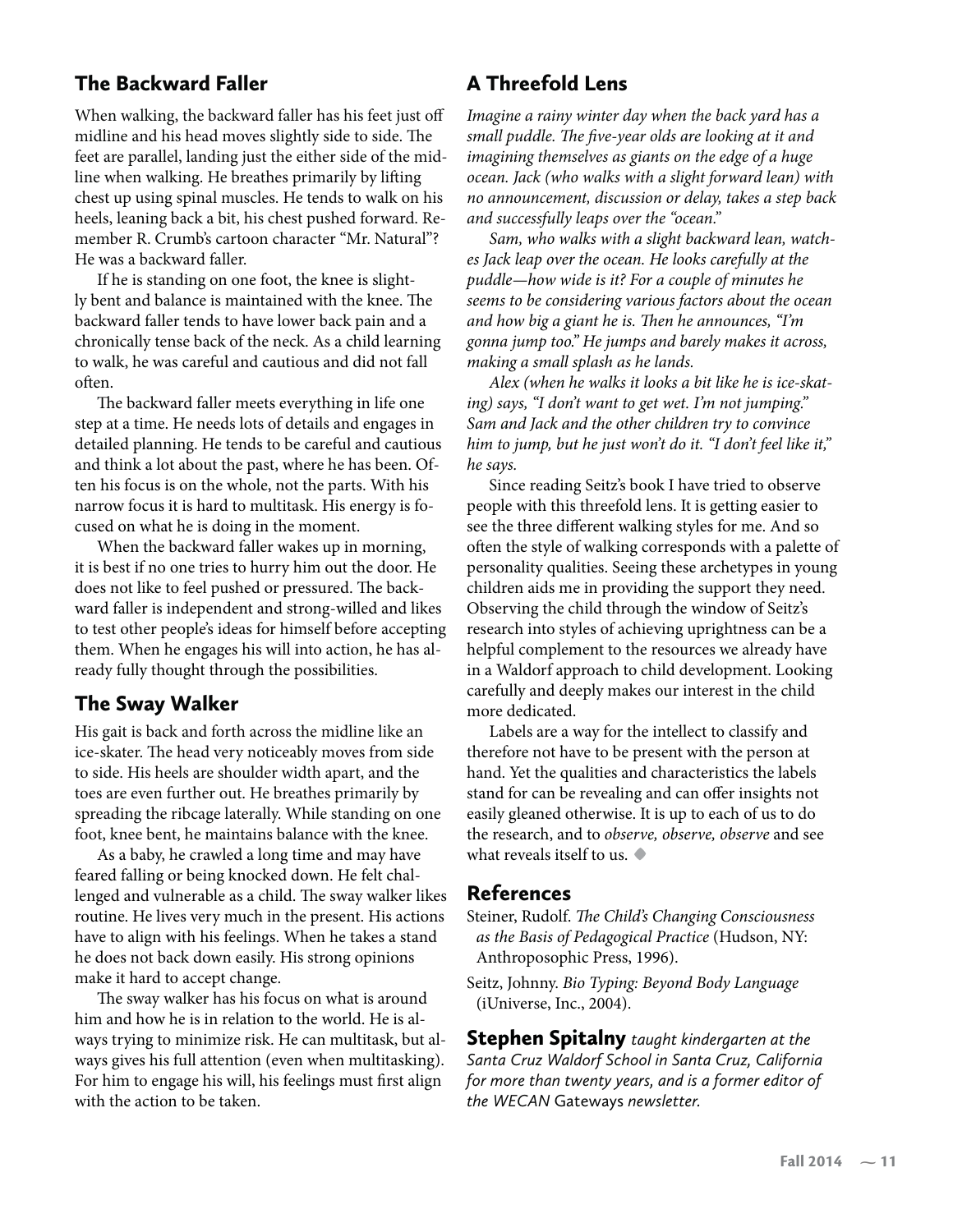## The Backward Faller

When walking, the backward faller has his feet just off midline and his head moves slightly side to side. The feet are parallel, landing just the either side of the midline when walking. He breathes primarily by lifting chest up using spinal muscles. He tends to walk on his heels, leaning back a bit, his chest pushed forward. Remember R. Crumb's cartoon character "Mr. Natural"? He was a backward faller.

If he is standing on one foot, the knee is slightly bent and balance is maintained with the knee. The backward faller tends to have lower back pain and a chronically tense back of the neck. As a child learning to walk, he was careful and cautious and did not fall often.

The backward faller meets everything in life one step at a time. He needs lots of details and engages in detailed planning. He tends to be careful and cautious and think a lot about the past, where he has been. Often his focus is on the whole, not the parts. With his narrow focus it is hard to multitask. His energy is focused on what he is doing in the moment.

When the backward faller wakes up in morning, it is best if no one tries to hurry him out the door. He does not like to feel pushed or pressured. The backward faller is independent and strong-willed and likes to test other people's ideas for himself before accepting them. When he engages his will into action, he has already fully thought through the possibilities.

## The Sway Walker

His gait is back and forth across the midline like an ice-skater. The head very noticeably moves from side to side. His heels are shoulder width apart, and the toes are even further out. He breathes primarily by spreading the ribcage laterally. While standing on one foot, knee bent, he maintains balance with the knee.

As a baby, he crawled a long time and may have feared falling or being knocked down. He felt challenged and vulnerable as a child. The sway walker likes routine. He lives very much in the present. His actions have to align with his feelings. When he takes a stand he does not back down easily. His strong opinions make it hard to accept change.

The sway walker has his focus on what is around him and how he is in relation to the world. He is always trying to minimize risk. He can multitask, but always gives his full attention (even when multitasking). For him to engage his will, his feelings must first align with the action to be taken.

## A Threefold Lens

*Imagine a rainy winter day when the back yard has a small puddle. The five-year olds are looking at it and imagining themselves as giants on the edge of a huge ocean. Jack (who walks with a slight forward lean) with no announcement, discussion or delay, takes a step back and successfully leaps over the "ocean."*

*Sam, who walks with a slight backward lean, watches Jack leap over the ocean. He looks carefully at the puddle—how wide is it? For a couple of minutes he seems to be considering various factors about the ocean and how big a giant he is. Then he announces, "I'm gonna jump too." He jumps and barely makes it across, making a small splash as he lands.*

*Alex (when he walks it looks a bit like he is ice-skating) says, "I don't want to get wet. I'm not jumping." Sam and Jack and the other children try to convince him to jump, but he just won't do it. "I don't feel like it," he says.*

Since reading Seitz's book I have tried to observe people with this threefold lens. It is getting easier to see the three different walking styles for me. And so often the style of walking corresponds with a palette of personality qualities. Seeing these archetypes in young children aids me in providing the support they need. Observing the child through the window of Seitz's research into styles of achieving uprightness can be a helpful complement to the resources we already have in a Waldorf approach to child development. Looking carefully and deeply makes our interest in the child more dedicated.

Labels are a way for the intellect to classify and therefore not have to be present with the person at hand. Yet the qualities and characteristics the labels stand for can be revealing and can offer insights not easily gleaned otherwise. It is up to each of us to do the research, and to *observe, observe, observe* and see what reveals itself to us. ◆

## References

Steiner, Rudolf. *The Child's Changing Consciousness as the Basis of Pedagogical Practice* (Hudson, NY: Anthroposophic Press, 1996).

Seitz, Johnny. *Bio Typing: Beyond Body Language* (iUniverse, Inc., 2004).

**Stephen Spitalny** *taught kindergarten at the Santa Cruz Waldorf School in Santa Cruz, California for more than twenty years, and is a former editor of the WECAN* Gateways *newsletter.*